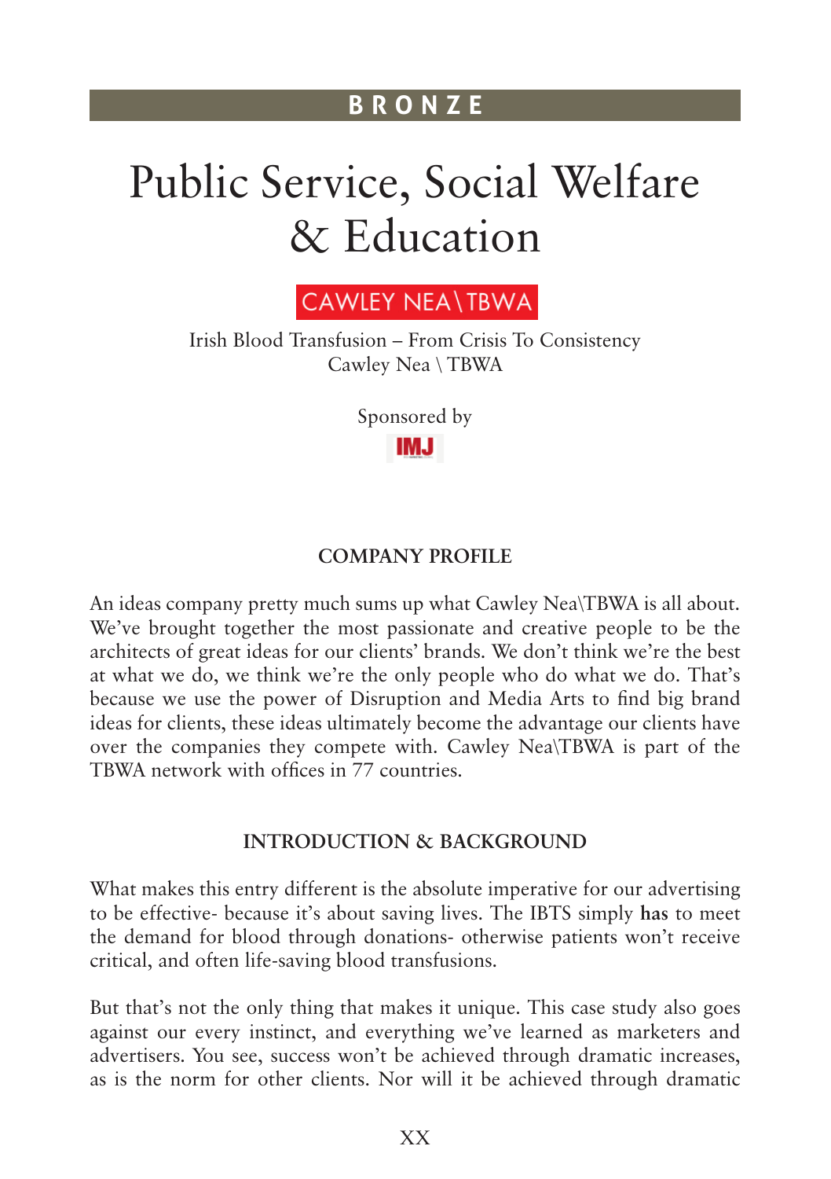BRONZE

# Public Service, Social Welfare & Education

CAWLEY NEA\TBWA

Irish Blood Transfusion – From Crisis To Consistency
Cawley Nea \ TBWA

Sponsored by

IMJ

## COMPANY PROFILE

An ideas company pretty much sums up what Cawley Nea\TBWA is all about. We've brought together the most passionate and creative people to be the architects of great ideas for our clients' brands. We don't think we're the best at what we do, we think we're the only people who do what we do. That's because we use the power of Disruption and Media Arts to find big brand ideas for clients, these ideas ultimately become the advantage our clients have over the companies they compete with. Cawley Nea\TBWA is part of the TBWA network with offices in 77 countries.

## INTRODUCTION & BACKGROUND

What makes this entry different is the absolute imperative for our advertising to be effective- because it's about saving lives. The IBTS simply **has** to meet the demand for blood through donations- otherwise patients won't receive critical, and often life-saving blood transfusions.

But that's not the only thing that makes it unique. This case study also goes against our every instinct, and everything we've learned as marketers and advertisers. You see, success won't be achieved through dramatic increases, as is the norm for other clients. Nor will it be achieved through dramatic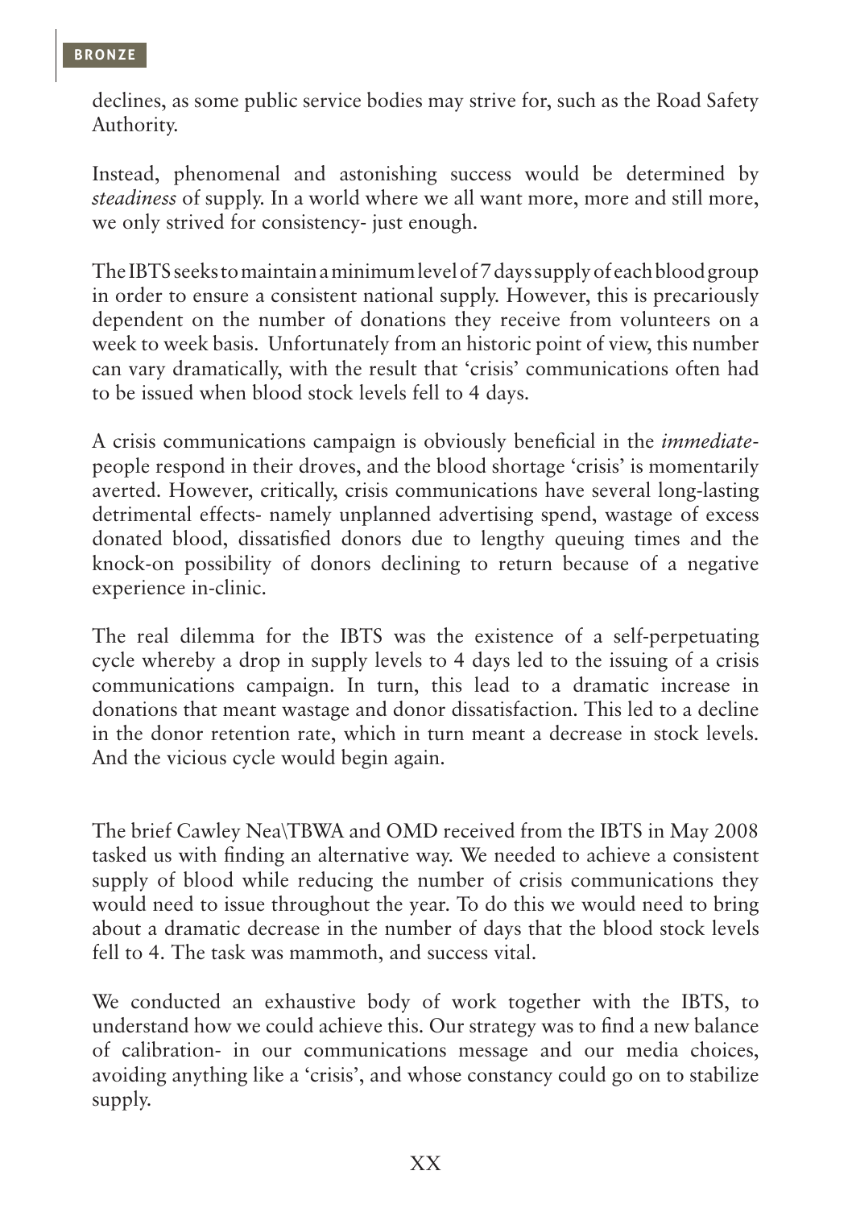declines, as some public service bodies may strive for, such as the Road Safety Authority.

Instead, phenomenal and astonishing success would be determined by *steadiness* of supply. In a world where we all want more, more and still more, we only strived for consistency- just enough.

The IBTS seeks to maintain a minimum level of 7 days supply of each blood group in order to ensure a consistent national supply. However, this is precariously dependent on the number of donations they receive from volunteers on a week to week basis. Unfortunately from an historic point of view, this number can vary dramatically, with the result that 'crisis' communications often had to be issued when blood stock levels fell to 4 days.

A crisis communications campaign is obviously beneficial in the *immediate*- people respond in their droves, and the blood shortage 'crisis' is momentarily averted. However, critically, crisis communications have several long-lasting detrimental effects- namely unplanned advertising spend, wastage of excess donated blood, dissatisfied donors due to lengthy queuing times and the knock-on possibility of donors declining to return because of a negative experience in-clinic.

The real dilemma for the IBTS was the existence of a self-perpetuating cycle whereby a drop in supply levels to 4 days led to the issuing of a crisis communications campaign. In turn, this lead to a dramatic increase in donations that meant wastage and donor dissatisfaction. This led to a decline in the donor retention rate, which in turn meant a decrease in stock levels. And the vicious cycle would begin again.

The brief Cawley Nea\TBWA and OMD received from the IBTS in May 2008 tasked us with finding an alternative way. We needed to achieve a consistent supply of blood while reducing the number of crisis communications they would need to issue throughout the year. To do this we would need to bring about a dramatic decrease in the number of days that the blood stock levels fell to 4. The task was mammoth, and success vital.

We conducted an exhaustive body of work together with the IBTS, to understand how we could achieve this. Our strategy was to find a new balance of calibration- in our communications message and our media choices, avoiding anything like a 'crisis', and whose constancy could go on to stabilize supply.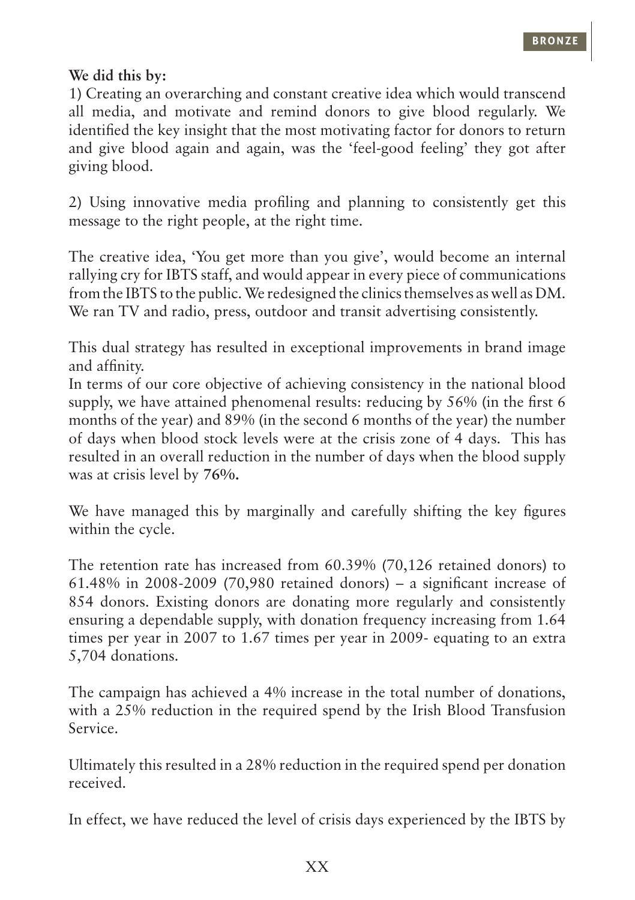**We did this by:**

1) Creating an overarching and constant creative idea which would transcend all media, and motivate and remind donors to give blood regularly. We identified the key insight that the most motivating factor for donors to return and give blood again and again, was the 'feel-good feeling' they got after giving blood.

2) Using innovative media profiling and planning to consistently get this message to the right people, at the right time.

The creative idea, 'You get more than you give', would become an internal rallying cry for IBTS staff, and would appear in every piece of communications from the IBTS to the public. We redesigned the clinics themselves as well as DM. We ran TV and radio, press, outdoor and transit advertising consistently.

This dual strategy has resulted in exceptional improvements in brand image and affinity.

In terms of our core objective of achieving consistency in the national blood supply, we have attained phenomenal results: reducing by 56% (in the first 6 months of the year) and 89% (in the second 6 months of the year) the number of days when blood stock levels were at the crisis zone of 4 days. This has resulted in an overall reduction in the number of days when the blood supply was at crisis level by **76%.**

We have managed this by marginally and carefully shifting the key figures within the cycle.

The retention rate has increased from 60.39% (70,126 retained donors) to 61.48% in 2008-2009 (70,980 retained donors) – a significant increase of 854 donors. Existing donors are donating more regularly and consistently ensuring a dependable supply, with donation frequency increasing from 1.64 times per year in 2007 to 1.67 times per year in 2009- equating to an extra 5,704 donations.

The campaign has achieved a 4% increase in the total number of donations, with a 25% reduction in the required spend by the Irish Blood Transfusion Service.

Ultimately this resulted in a 28% reduction in the required spend per donation received.

In effect, we have reduced the level of crisis days experienced by the IBTS by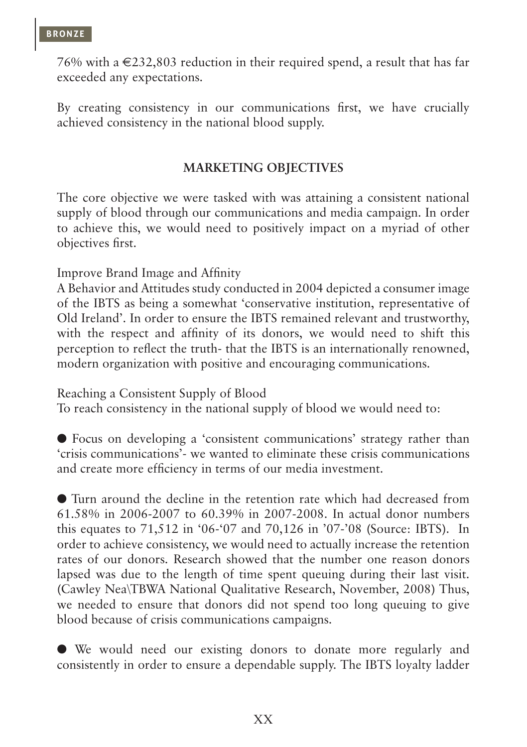76% with a €232,803 reduction in their required spend, a result that has far exceeded any expectations.

By creating consistency in our communications first, we have crucially achieved consistency in the national blood supply.

## MARKETING OBJECTIVES

The core objective we were tasked with was attaining a consistent national supply of blood through our communications and media campaign. In order to achieve this, we would need to positively impact on a myriad of other objectives first.

Improve Brand Image and Affinity

A Behavior and Attitudes study conducted in 2004 depicted a consumer image of the IBTS as being a somewhat 'conservative institution, representative of Old Ireland'. In order to ensure the IBTS remained relevant and trustworthy, with the respect and affinity of its donors, we would need to shift this perception to reflect the truth- that the IBTS is an internationally renowned, modern organization with positive and encouraging communications.

Reaching a Consistent Supply of Blood

To reach consistency in the national supply of blood we would need to:

- Focus on developing a 'consistent communications' strategy rather than 'crisis communications'- we wanted to eliminate these crisis communications and create more efficiency in terms of our media investment.

- Turn around the decline in the retention rate which had decreased from 61.58% in 2006-2007 to 60.39% in 2007-2008. In actual donor numbers this equates to 71,512 in '06-'07 and 70,126 in '07-'08 (Source: IBTS). In order to achieve consistency, we would need to actually increase the retention rates of our donors. Research showed that the number one reason donors lapsed was due to the length of time spent queuing during their last visit. (Cawley Nea\TBWA National Qualitative Research, November, 2008) Thus, we needed to ensure that donors did not spend too long queuing to give blood because of crisis communications campaigns.

- We would need our existing donors to donate more regularly and consistently in order to ensure a dependable supply. The IBTS loyalty ladder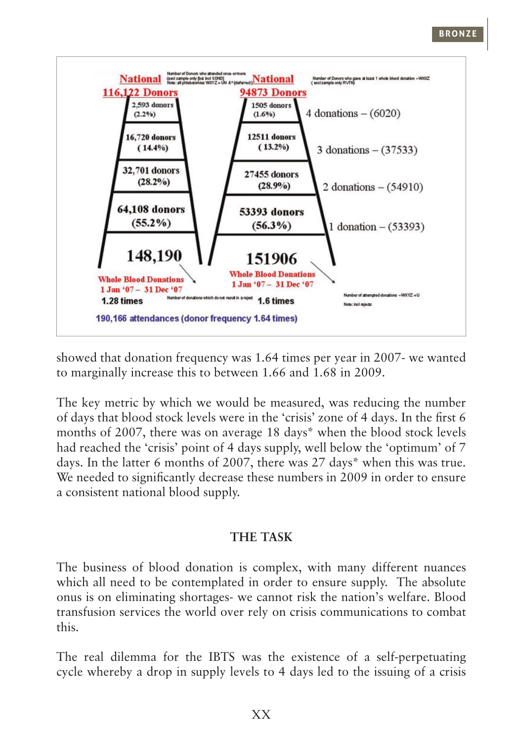**National 116,122 Donors**

Number of Donors who attended once or more (excl sample only [but incl SOND]) Note: all phlebotomies WXYZ + UN &* (deferred)

| Donors | Share |
| --- | --- |
| 2,593 donors | (2.2%) |
| 16,720 donors | (14.4%) |
| 32,701 donors | (28.2%) |
| 64,108 donors | (55.2%) |

**148,190** Whole Blood Donations 1 Jan '07 – 31 Dec '07

Number of donations which do not result in a reject

1.28 times

**National 94873 Donors**

Number of Donors who gave at least 1 whole blood donation – WXXZ (excl sample only RVTN)

| Donors | Share | Donations |
| --- | --- | --- |
| 1505 donors | (1.6%) | 4 donations – (6020) |
| 12511 donors | (13.2%) | 3 donations – (37533) |
| 27455 donors | (28.9%) | 2 donations – (54910) |
| 53393 donors | (56.3%) | 1 donation – (53393) |

**151906** Whole Blood Donations 1 Jan '07 – 31 Dec '07

Number of attempted donations – WXYZ + U

Note: incl rejects

1.6 times

190,166 attendances (donor frequency 1.64 times)

showed that donation frequency was 1.64 times per year in 2007- we wanted to marginally increase this to between 1.66 and 1.68 in 2009.

The key metric by which we would be measured, was reducing the number of days that blood stock levels were in the 'crisis' zone of 4 days. In the first 6 months of 2007, there was on average 18 days* when the blood stock levels had reached the 'crisis' point of 4 days supply, well below the 'optimum' of 7 days. In the latter 6 months of 2007, there was 27 days* when this was true. We needed to significantly decrease these numbers in 2009 in order to ensure a consistent national blood supply.

## THE TASK

The business of blood donation is complex, with many different nuances which all need to be contemplated in order to ensure supply. The absolute onus is on eliminating shortages- we cannot risk the nation's welfare. Blood transfusion services the world over rely on crisis communications to combat this.

The real dilemma for the IBTS was the existence of a self-perpetuating cycle whereby a drop in supply levels to 4 days led to the issuing of a crisis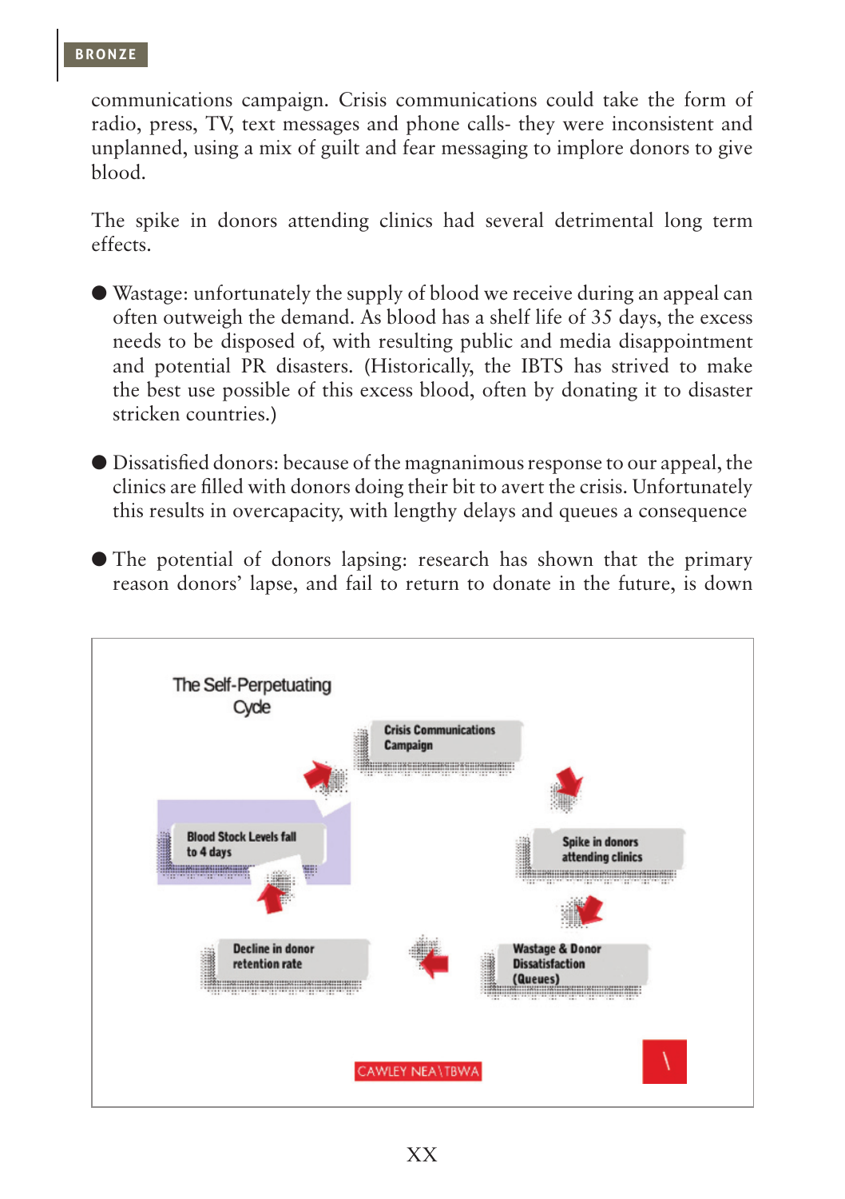communications campaign. Crisis communications could take the form of radio, press, TV, text messages and phone calls- they were inconsistent and unplanned, using a mix of guilt and fear messaging to implore donors to give blood.

The spike in donors attending clinics had several detrimental long term effects.

- Wastage: unfortunately the supply of blood we receive during an appeal can often outweigh the demand. As blood has a shelf life of 35 days, the excess needs to be disposed of, with resulting public and media disappointment and potential PR disasters. (Historically, the IBTS has strived to make the best use possible of this excess blood, often by donating it to disaster stricken countries.)

- Dissatisfied donors: because of the magnanimous response to our appeal, the clinics are filled with donors doing their bit to avert the crisis. Unfortunately this results in overcapacity, with lengthy delays and queues a consequence

- The potential of donors lapsing: research has shown that the primary reason donors' lapse, and fail to return to donate in the future, is down

**The Self-Perpetuating Cycle**

Crisis Communications Campaign → Spike in donors attending clinics → Wastage & Donor Dissatisfaction (Queues) → Decline in donor retention rate → Blood Stock Levels fall to 4 days → Crisis Communications Campaign

CAWLEY NEA\TBWA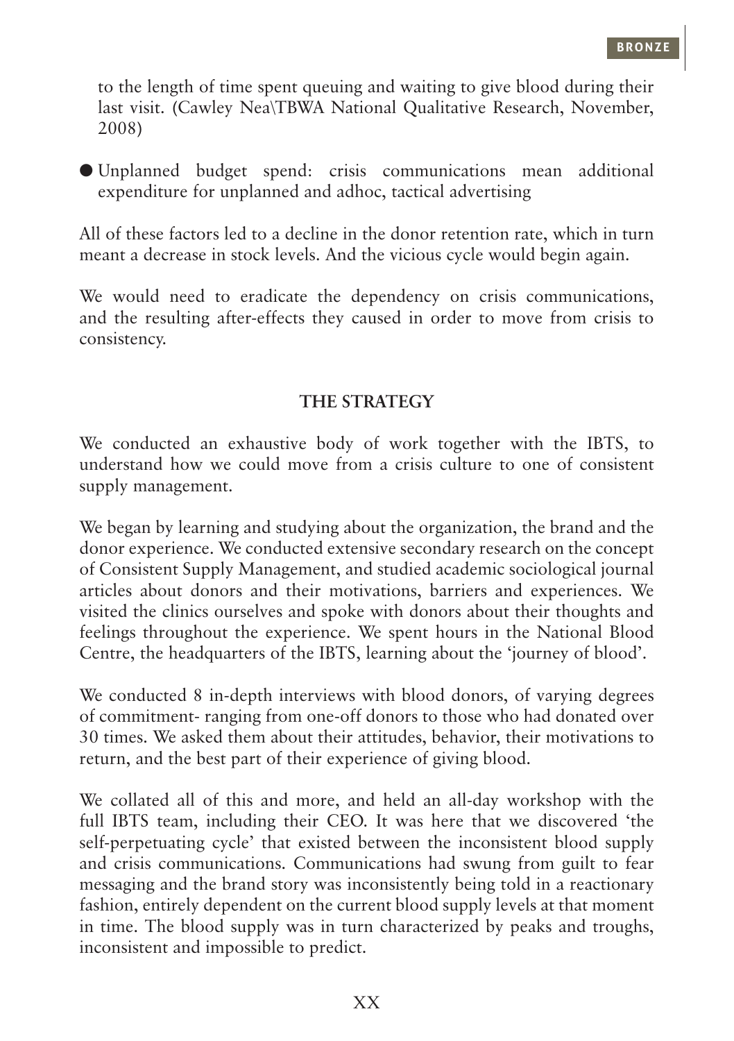to the length of time spent queuing and waiting to give blood during their last visit. (Cawley Nea\TBWA National Qualitative Research, November, 2008)

- Unplanned budget spend: crisis communications mean additional expenditure for unplanned and adhoc, tactical advertising

All of these factors led to a decline in the donor retention rate, which in turn meant a decrease in stock levels. And the vicious cycle would begin again.

We would need to eradicate the dependency on crisis communications, and the resulting after-effects they caused in order to move from crisis to consistency.

## THE STRATEGY

We conducted an exhaustive body of work together with the IBTS, to understand how we could move from a crisis culture to one of consistent supply management.

We began by learning and studying about the organization, the brand and the donor experience. We conducted extensive secondary research on the concept of Consistent Supply Management, and studied academic sociological journal articles about donors and their motivations, barriers and experiences. We visited the clinics ourselves and spoke with donors about their thoughts and feelings throughout the experience. We spent hours in the National Blood Centre, the headquarters of the IBTS, learning about the 'journey of blood'.

We conducted 8 in-depth interviews with blood donors, of varying degrees of commitment- ranging from one-off donors to those who had donated over 30 times. We asked them about their attitudes, behavior, their motivations to return, and the best part of their experience of giving blood.

We collated all of this and more, and held an all-day workshop with the full IBTS team, including their CEO. It was here that we discovered 'the self-perpetuating cycle' that existed between the inconsistent blood supply and crisis communications. Communications had swung from guilt to fear messaging and the brand story was inconsistently being told in a reactionary fashion, entirely dependent on the current blood supply levels at that moment in time. The blood supply was in turn characterized by peaks and troughs, inconsistent and impossible to predict.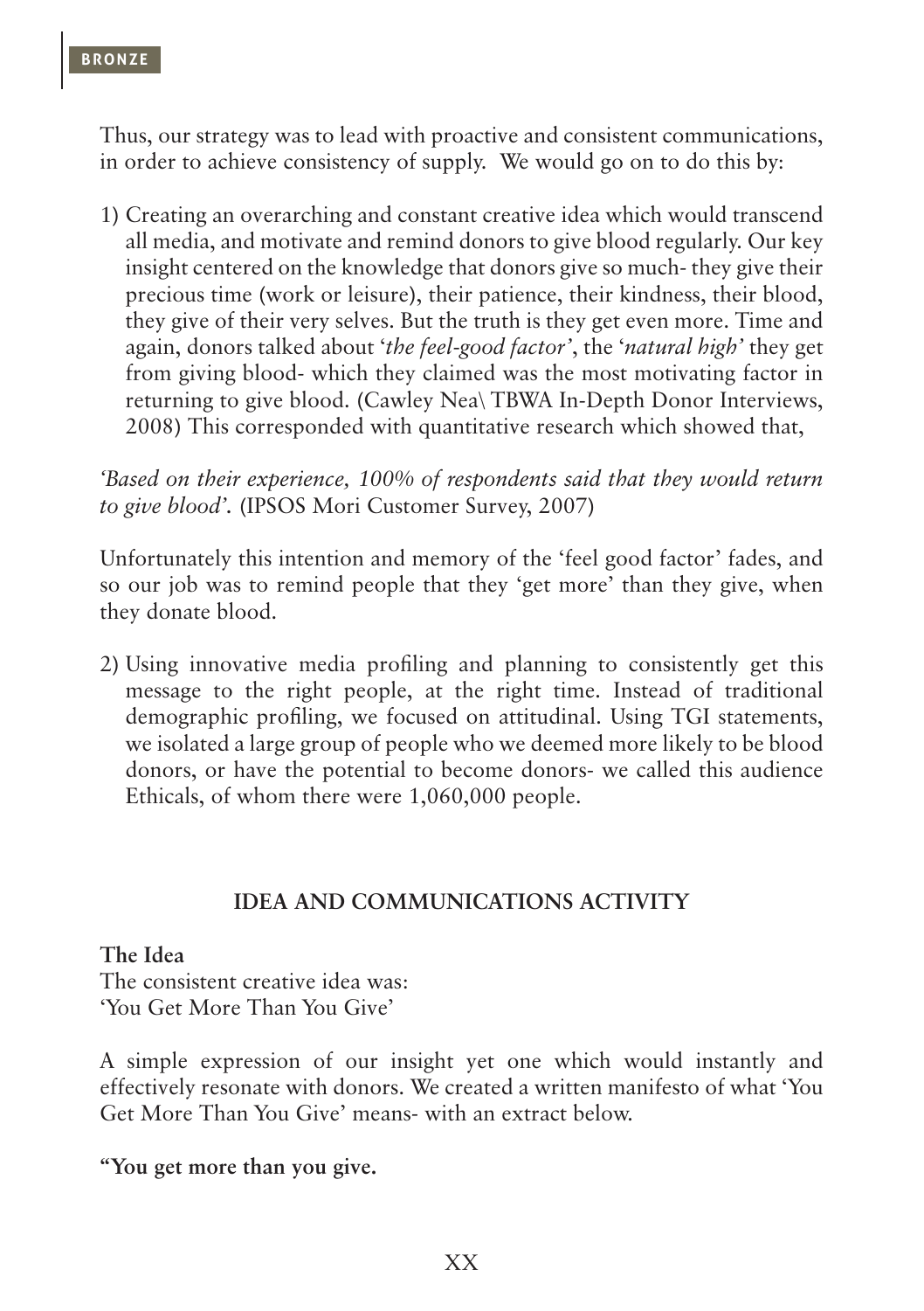Thus, our strategy was to lead with proactive and consistent communications, in order to achieve consistency of supply. We would go on to do this by:

1) Creating an overarching and constant creative idea which would transcend all media, and motivate and remind donors to give blood regularly. Our key insight centered on the knowledge that donors give so much- they give their precious time (work or leisure), their patience, their kindness, their blood, they give of their very selves. But the truth is they get even more. Time and again, donors talked about '*the feel-good factor*', the '*natural high*' they get from giving blood- which they claimed was the most motivating factor in returning to give blood. (Cawley Nea\ TBWA In-Depth Donor Interviews, 2008) This corresponded with quantitative research which showed that,

*'Based on their experience, 100% of respondents said that they would return to give blood'.* (IPSOS Mori Customer Survey, 2007)

Unfortunately this intention and memory of the 'feel good factor' fades, and so our job was to remind people that they 'get more' than they give, when they donate blood.

2) Using innovative media profiling and planning to consistently get this message to the right people, at the right time. Instead of traditional demographic profiling, we focused on attitudinal. Using TGI statements, we isolated a large group of people who we deemed more likely to be blood donors, or have the potential to become donors- we called this audience Ethicals, of whom there were 1,060,000 people.

## IDEA AND COMMUNICATIONS ACTIVITY

**The Idea**

The consistent creative idea was:
'You Get More Than You Give'

A simple expression of our insight yet one which would instantly and effectively resonate with donors. We created a written manifesto of what 'You Get More Than You Give' means- with an extract below.

**"You get more than you give.**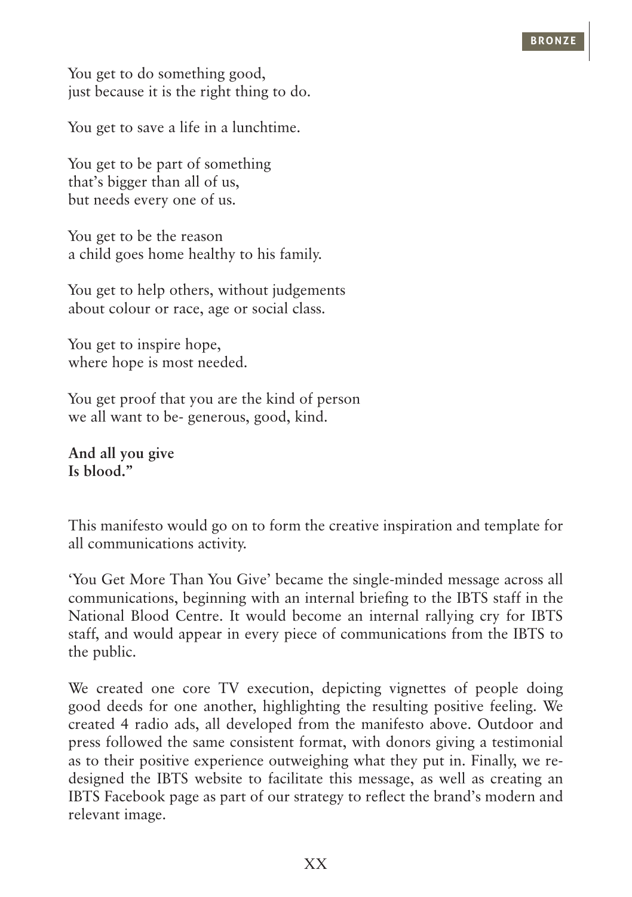You get to do something good,
just because it is the right thing to do.

You get to save a life in a lunchtime.

You get to be part of something
that's bigger than all of us,
but needs every one of us.

You get to be the reason
a child goes home healthy to his family.

You get to help others, without judgements
about colour or race, age or social class.

You get to inspire hope,
where hope is most needed.

You get proof that you are the kind of person
we all want to be- generous, good, kind.

**And all you give**
**Is blood."**

This manifesto would go on to form the creative inspiration and template for all communications activity.

'You Get More Than You Give' became the single-minded message across all communications, beginning with an internal briefing to the IBTS staff in the National Blood Centre. It would become an internal rallying cry for IBTS staff, and would appear in every piece of communications from the IBTS to the public.

We created one core TV execution, depicting vignettes of people doing good deeds for one another, highlighting the resulting positive feeling. We created 4 radio ads, all developed from the manifesto above. Outdoor and press followed the same consistent format, with donors giving a testimonial as to their positive experience outweighing what they put in. Finally, we re-designed the IBTS website to facilitate this message, as well as creating an IBTS Facebook page as part of our strategy to reflect the brand's modern and relevant image.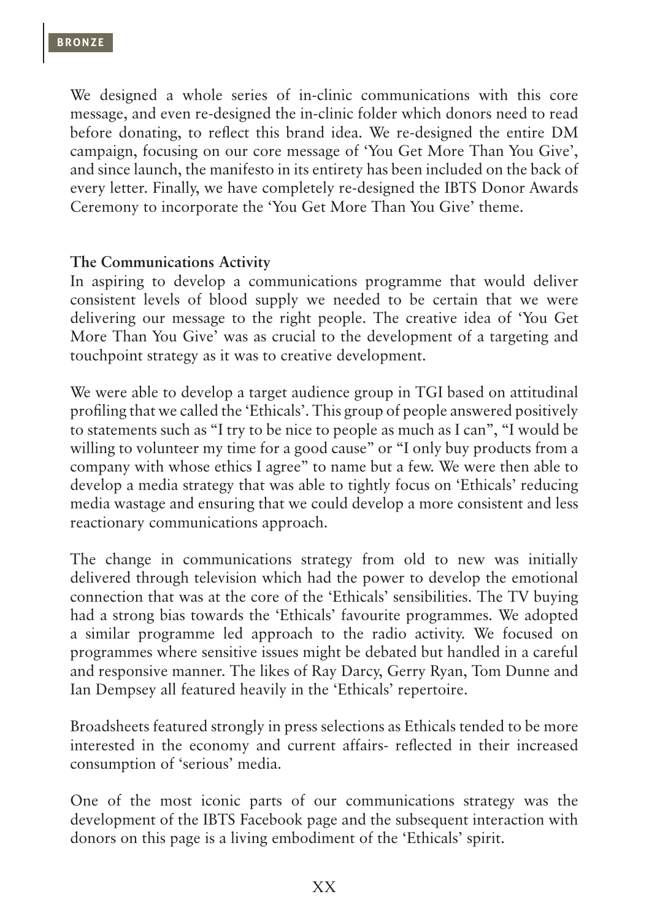We designed a whole series of in-clinic communications with this core message, and even re-designed the in-clinic folder which donors need to read before donating, to reflect this brand idea. We re-designed the entire DM campaign, focusing on our core message of 'You Get More Than You Give', and since launch, the manifesto in its entirety has been included on the back of every letter. Finally, we have completely re-designed the IBTS Donor Awards Ceremony to incorporate the 'You Get More Than You Give' theme.

**The Communications Activity**

In aspiring to develop a communications programme that would deliver consistent levels of blood supply we needed to be certain that we were delivering our message to the right people. The creative idea of 'You Get More Than You Give' was as crucial to the development of a targeting and touchpoint strategy as it was to creative development.

We were able to develop a target audience group in TGI based on attitudinal profiling that we called the 'Ethicals'. This group of people answered positively to statements such as "I try to be nice to people as much as I can", "I would be willing to volunteer my time for a good cause" or "I only buy products from a company with whose ethics I agree" to name but a few. We were then able to develop a media strategy that was able to tightly focus on 'Ethicals' reducing media wastage and ensuring that we could develop a more consistent and less reactionary communications approach.

The change in communications strategy from old to new was initially delivered through television which had the power to develop the emotional connection that was at the core of the 'Ethicals' sensibilities. The TV buying had a strong bias towards the 'Ethicals' favourite programmes. We adopted a similar programme led approach to the radio activity. We focused on programmes where sensitive issues might be debated but handled in a careful and responsive manner. The likes of Ray Darcy, Gerry Ryan, Tom Dunne and Ian Dempsey all featured heavily in the 'Ethicals' repertoire.

Broadsheets featured strongly in press selections as Ethicals tended to be more interested in the economy and current affairs- reflected in their increased consumption of 'serious' media.

One of the most iconic parts of our communications strategy was the development of the IBTS Facebook page and the subsequent interaction with donors on this page is a living embodiment of the 'Ethicals' spirit.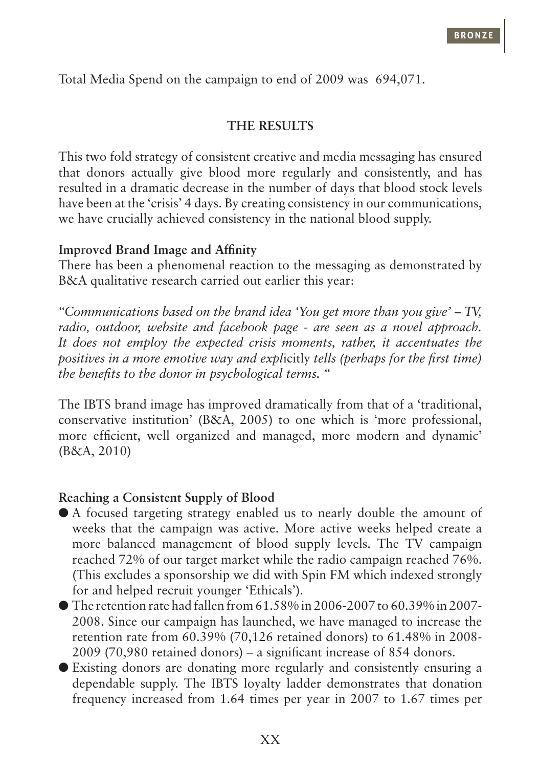Total Media Spend on the campaign to end of 2009 was 694,071.

## THE RESULTS

This two fold strategy of consistent creative and media messaging has ensured that donors actually give blood more regularly and consistently, and has resulted in a dramatic decrease in the number of days that blood stock levels have been at the 'crisis' 4 days. By creating consistency in our communications, we have crucially achieved consistency in the national blood supply.

**Improved Brand Image and Affinity**

There has been a phenomenal reaction to the messaging as demonstrated by B&A qualitative research carried out earlier this year:

*"Communications based on the brand idea 'You get more than you give' – TV, radio, outdoor, website and facebook page - are seen as a novel approach. It does not employ the expected crisis moments, rather, it accentuates the positives in a more emotive way and expl*icitly *tells (perhaps for the first time) the benefits to the donor in psychological terms. "*

The IBTS brand image has improved dramatically from that of a 'traditional, conservative institution' (B&A, 2005) to one which is 'more professional, more efficient, well organized and managed, more modern and dynamic' (B&A, 2010)

**Reaching a Consistent Supply of Blood**

- A focused targeting strategy enabled us to nearly double the amount of weeks that the campaign was active. More active weeks helped create a more balanced management of blood supply levels. The TV campaign reached 72% of our target market while the radio campaign reached 76%. (This excludes a sponsorship we did with Spin FM which indexed strongly for and helped recruit younger 'Ethicals').
- The retention rate had fallen from 61.58% in 2006-2007 to 60.39% in 2007-2008. Since our campaign has launched, we have managed to increase the retention rate from 60.39% (70,126 retained donors) to 61.48% in 2008-2009 (70,980 retained donors) – a significant increase of 854 donors.
- Existing donors are donating more regularly and consistently ensuring a dependable supply. The IBTS loyalty ladder demonstrates that donation frequency increased from 1.64 times per year in 2007 to 1.67 times per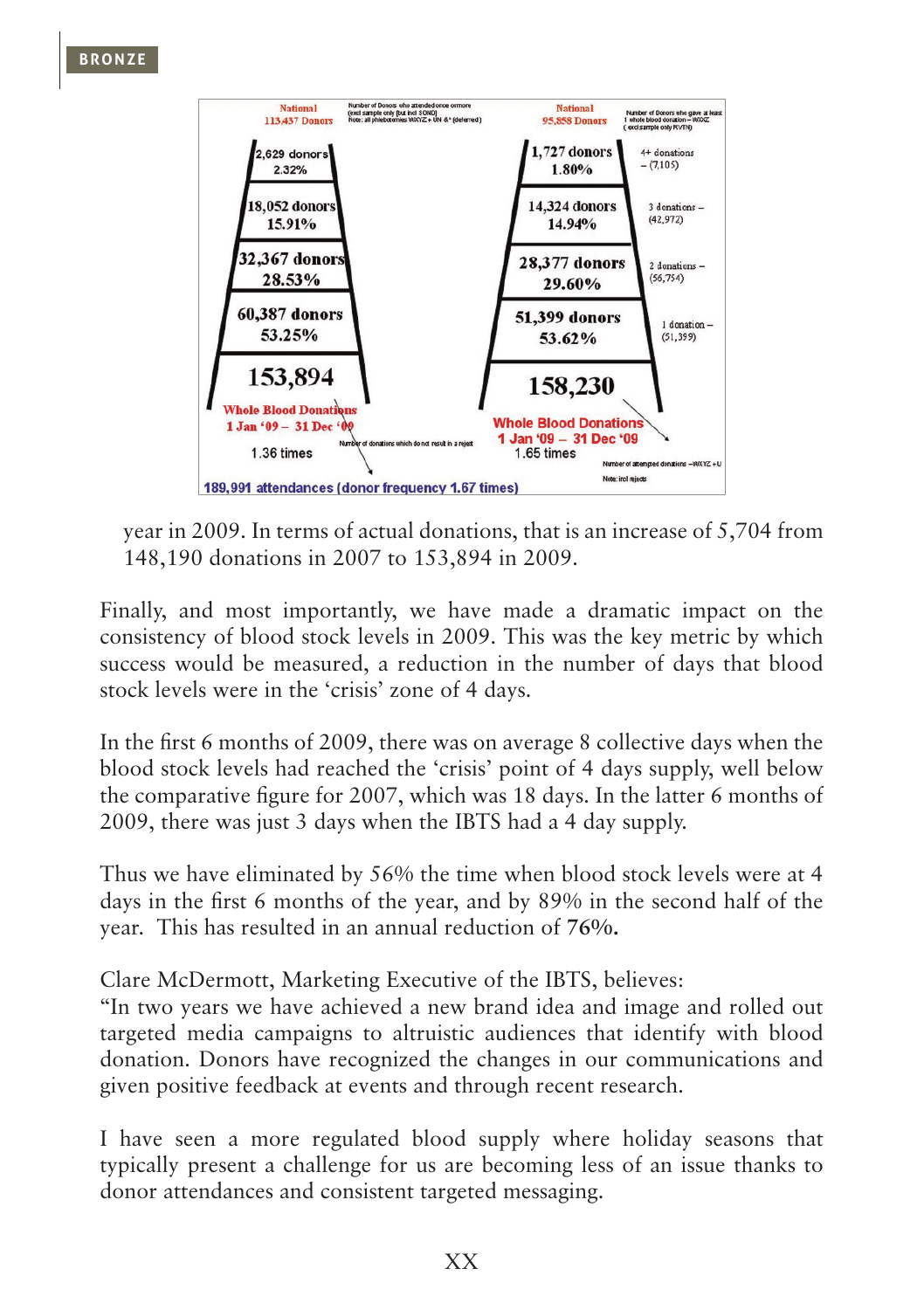| National 113,437 Donors (Number of Donors who attended once or more (excl sample only [but incl SOND]; Note: all phlebotomies WXYZ + UN &* (deferred)) | National 95,858 Donors (Number of Donors who gave at least 1 whole blood donation – WXYZ (excl sample only RVTN)) | |
|---|---|---|
| 2,629 donors 2.32% | 1,727 donors 1.80% | 4+ donations – (7,105) |
| 18,052 donors 15.91% | 14,324 donors 14.94% | 3 donations – (42,972) |
| 32,367 donors 28.53% | 28,377 donors 29.60% | 2 donations – (56,754) |
| 60,387 donors 53.25% | 51,399 donors 53.62% | 1 donation – (51,399) |
| 153,894 Whole Blood Donations 1 Jan '09 – 31 Dec '09, 1.36 times (Number of donations which do not result in a reject) | 158,230 Whole Blood Donations 1 Jan '09 – 31 Dec '09, 1.65 times (Number of attempted donations – WXYZ + U; Note: incl rejects) | |

189,991 attendances (donor frequency 1.67 times)

year in 2009. In terms of actual donations, that is an increase of 5,704 from 148,190 donations in 2007 to 153,894 in 2009.

Finally, and most importantly, we have made a dramatic impact on the consistency of blood stock levels in 2009. This was the key metric by which success would be measured, a reduction in the number of days that blood stock levels were in the 'crisis' zone of 4 days.

In the first 6 months of 2009, there was on average 8 collective days when the blood stock levels had reached the 'crisis' point of 4 days supply, well below the comparative figure for 2007, which was 18 days. In the latter 6 months of 2009, there was just 3 days when the IBTS had a 4 day supply.

Thus we have eliminated by 56% the time when blood stock levels were at 4 days in the first 6 months of the year, and by 89% in the second half of the year. This has resulted in an annual reduction of **76%.**

Clare McDermott, Marketing Executive of the IBTS, believes:
"In two years we have achieved a new brand idea and image and rolled out targeted media campaigns to altruistic audiences that identify with blood donation. Donors have recognized the changes in our communications and given positive feedback at events and through recent research.

I have seen a more regulated blood supply where holiday seasons that typically present a challenge for us are becoming less of an issue thanks to donor attendances and consistent targeted messaging.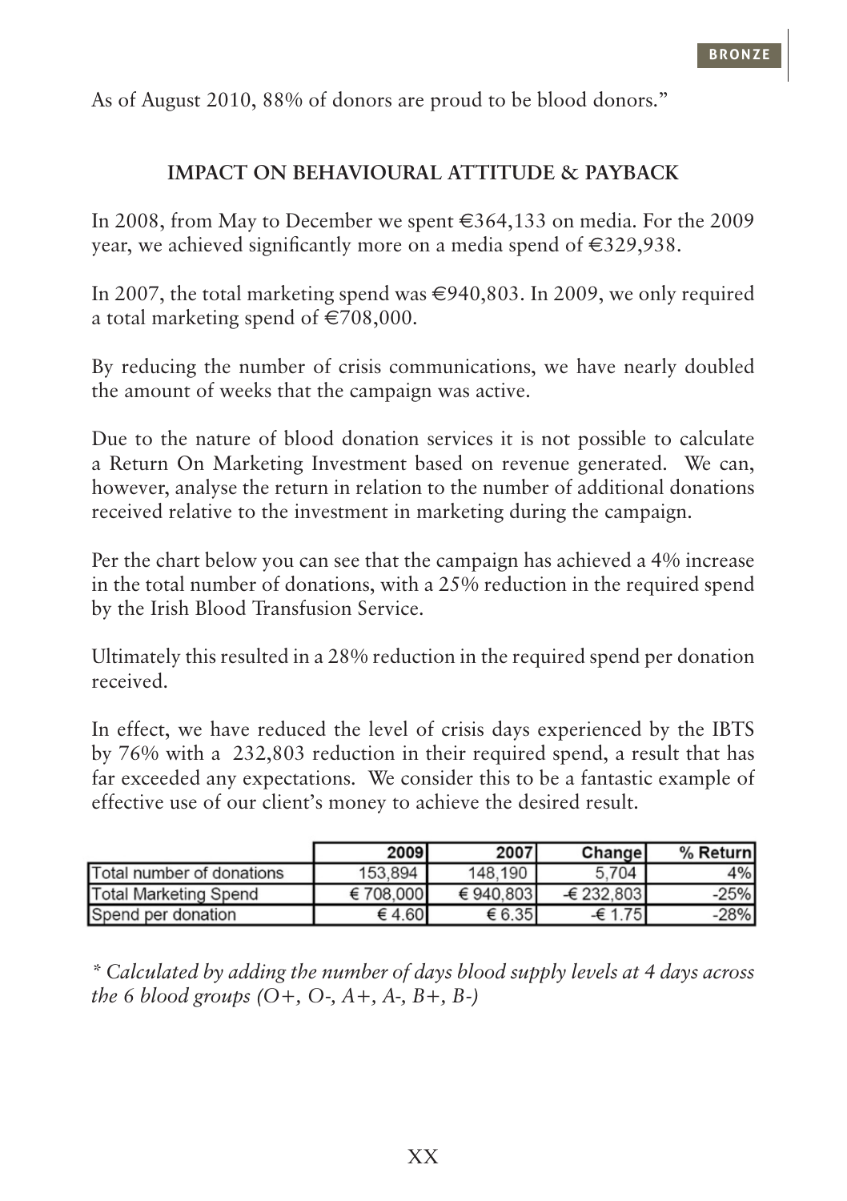As of August 2010, 88% of donors are proud to be blood donors."

## IMPACT ON BEHAVIOURAL ATTITUDE & PAYBACK

In 2008, from May to December we spent €364,133 on media. For the 2009 year, we achieved significantly more on a media spend of €329,938.

In 2007, the total marketing spend was €940,803. In 2009, we only required a total marketing spend of €708,000.

By reducing the number of crisis communications, we have nearly doubled the amount of weeks that the campaign was active.

Due to the nature of blood donation services it is not possible to calculate a Return On Marketing Investment based on revenue generated. We can, however, analyse the return in relation to the number of additional donations received relative to the investment in marketing during the campaign.

Per the chart below you can see that the campaign has achieved a 4% increase in the total number of donations, with a 25% reduction in the required spend by the Irish Blood Transfusion Service.

Ultimately this resulted in a 28% reduction in the required spend per donation received.

In effect, we have reduced the level of crisis days experienced by the IBTS by 76% with a 232,803 reduction in their required spend, a result that has far exceeded any expectations. We consider this to be a fantastic example of effective use of our client's money to achieve the desired result.

| | 2009 | 2007 | Change | % Return |
|---|---|---|---|---|
| Total number of donations | 153,894 | 148,190 | 5,704 | 4% |
| Total Marketing Spend | € 708,000 | € 940,803 | -€ 232,803 | -25% |
| Spend per donation | € 4.60 | € 6.35 | -€ 1.75 | -28% |

*\* Calculated by adding the number of days blood supply levels at 4 days across the 6 blood groups (O+, O-, A+, A-, B+, B-)*